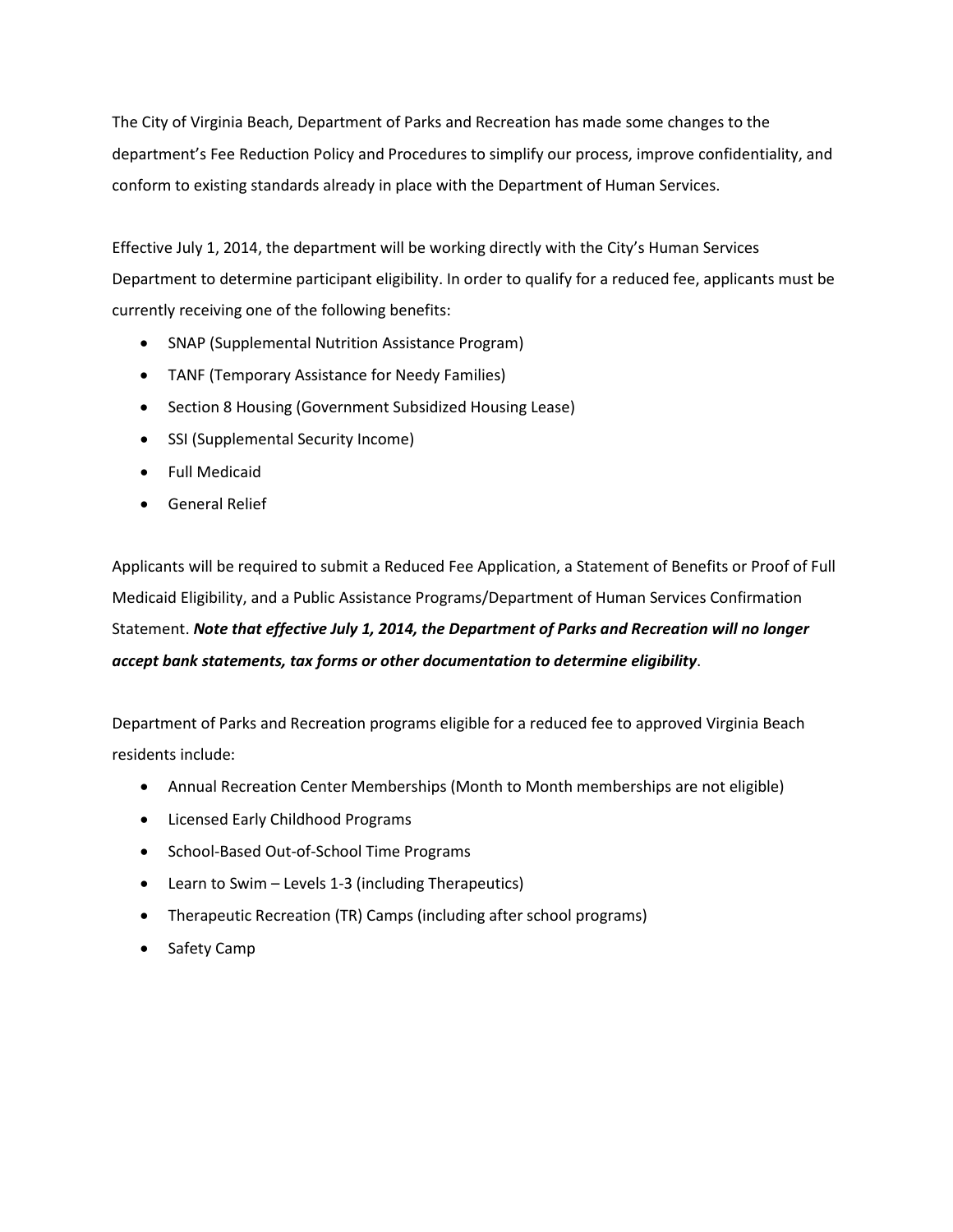The City of Virginia Beach, Department of Parks and Recreation has made some changes to the department's Fee Reduction Policy and Procedures to simplify our process, improve confidentiality, and conform to existing standards already in place with the Department of Human Services.

Effective July 1, 2014, the department will be working directly with the City's Human Services Department to determine participant eligibility. In order to qualify for a reduced fee, applicants must be currently receiving one of the following benefits:

- SNAP (Supplemental Nutrition Assistance Program)
- TANF (Temporary Assistance for Needy Families)
- Section 8 Housing (Government Subsidized Housing Lease)
- SSI (Supplemental Security Income)
- Full Medicaid
- General Relief

Applicants will be required to submit a Reduced Fee Application, a Statement of Benefits or Proof of Full Medicaid Eligibility, and a Public Assistance Programs/Department of Human Services Confirmation Statement. ***Note that effective July 1, 2014, the Department of Parks and Recreation will no longer accept bank statements, tax forms or other documentation to determine eligibility***.

Department of Parks and Recreation programs eligible for a reduced fee to approved Virginia Beach residents include:

- Annual Recreation Center Memberships (Month to Month memberships are not eligible)
- Licensed Early Childhood Programs
- School-Based Out-of-School Time Programs
- Learn to Swim – Levels 1-3 (including Therapeutics)
- Therapeutic Recreation (TR) Camps (including after school programs)
- Safety Camp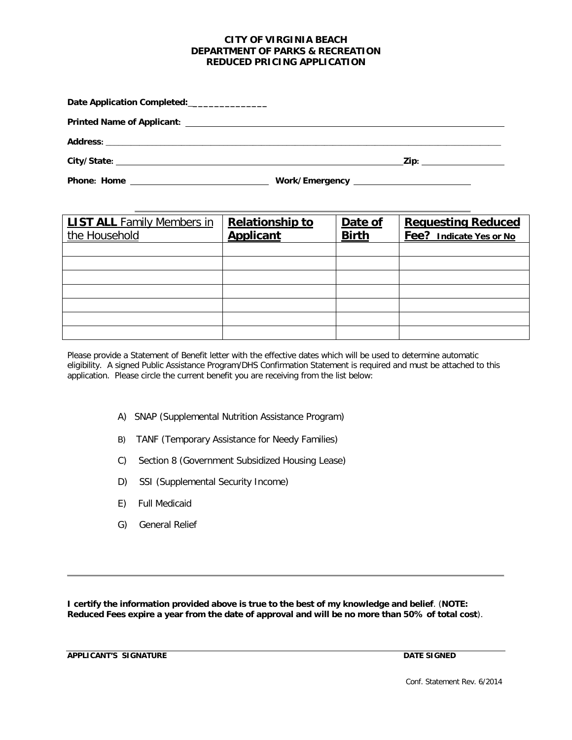**CITY OF VIRGINIA BEACH**
**DEPARTMENT OF PARKS & RECREATION**
**REDUCED PRICING APPLICATION**

**Date Application Completed:**______________

**Printed Name of Applicant:** ______________________________________________

**Address:** ______________________________________________

**City/State:** ______________________________________________ **Zip:** ______________

**Phone: Home** ______________________ **Work/Emergency** ______________________

| **LIST ALL** Family Members in the Household | **Relationship to Applicant** | **Date of Birth** | **Requesting Reduced Fee?** **Indicate Yes or No** |
|---|---|---|---|
| | | | |
| | | | |
| | | | |
| | | | |
| | | | |
| | | | |
| | | | |

Please provide a Statement of Benefit letter with the effective dates which will be used to determine automatic eligibility. A signed Public Assistance Program/DHS Confirmation Statement is required and must be attached to this application. Please circle the current benefit you are receiving from the list below:

A) SNAP (Supplemental Nutrition Assistance Program)

B) TANF (Temporary Assistance for Needy Families)

C) Section 8 (Government Subsidized Housing Lease)

D) SSI (Supplemental Security Income)

E) Full Medicaid

G) General Relief

---

**I certify the information provided above is true to the best of my knowledge and belief**. (**NOTE: Reduced Fees expire a year from the date of approval and will be no more than 50% of total cost**).

______________________________________________ ______________

**APPLICANT'S SIGNATURE** **DATE SIGNED**

Conf. Statement Rev. 6/2014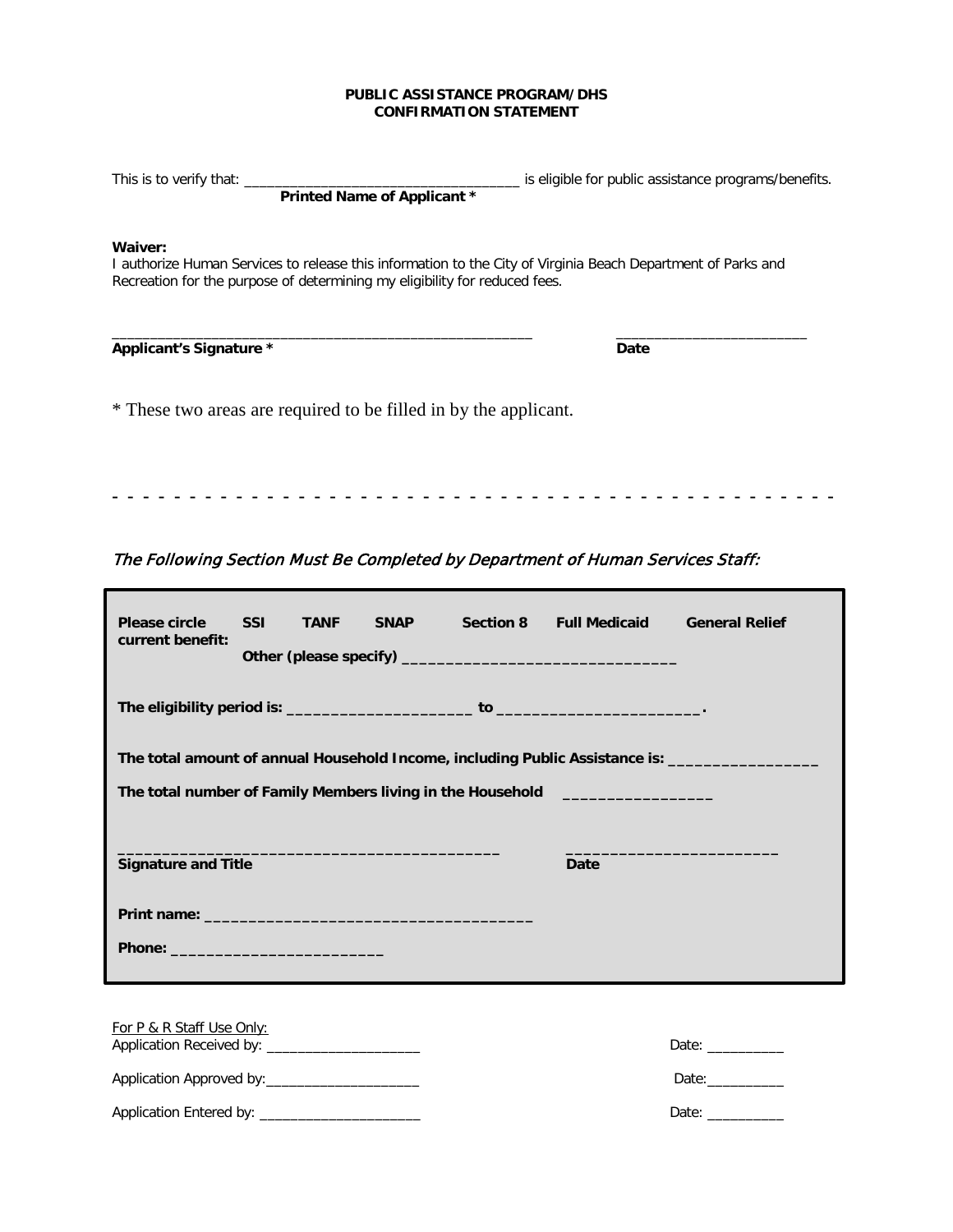**PUBLIC ASSISTANCE PROGRAM/DHS**
**CONFIRMATION STATEMENT**

This is to verify that: ____________________________________ is eligible for public assistance programs/benefits.
**Printed Name of Applicant ***

**Waiver:**
I authorize Human Services to release this information to the City of Virginia Beach Department of Parks and Recreation for the purpose of determining my eligibility for reduced fees.

_______________________________________________________ _________________________
**Applicant's Signature *** **Date**

* These two areas are required to be filled in by the applicant.

- - - - - - - - - - - - - - - - - - - - - - - - - - - - - - - - - - - - - - - - - - - - - - -

*The Following Section Must Be Completed by Department of Human Services Staff:*

**Please circle current benefit:** **SSI** **TANF** **SNAP** **Section 8** **Full Medicaid** **General Relief**

**Other (please specify)** _________________________________

**The eligibility period is:** ________________________ **to** _________________________.

**The total amount of annual Household Income, including Public Assistance is:** _________________

**The total number of Family Members living in the Household** _________________

__________________________________________ ________________________
**Signature and Title** **Date**

**Print name:** ____________________________________

**Phone:** ________________________

For P & R Staff Use Only:
Application Received by: ____________________ Date: __________

Application Approved by: ____________________ Date: __________

Application Entered by: ______________________ Date: __________